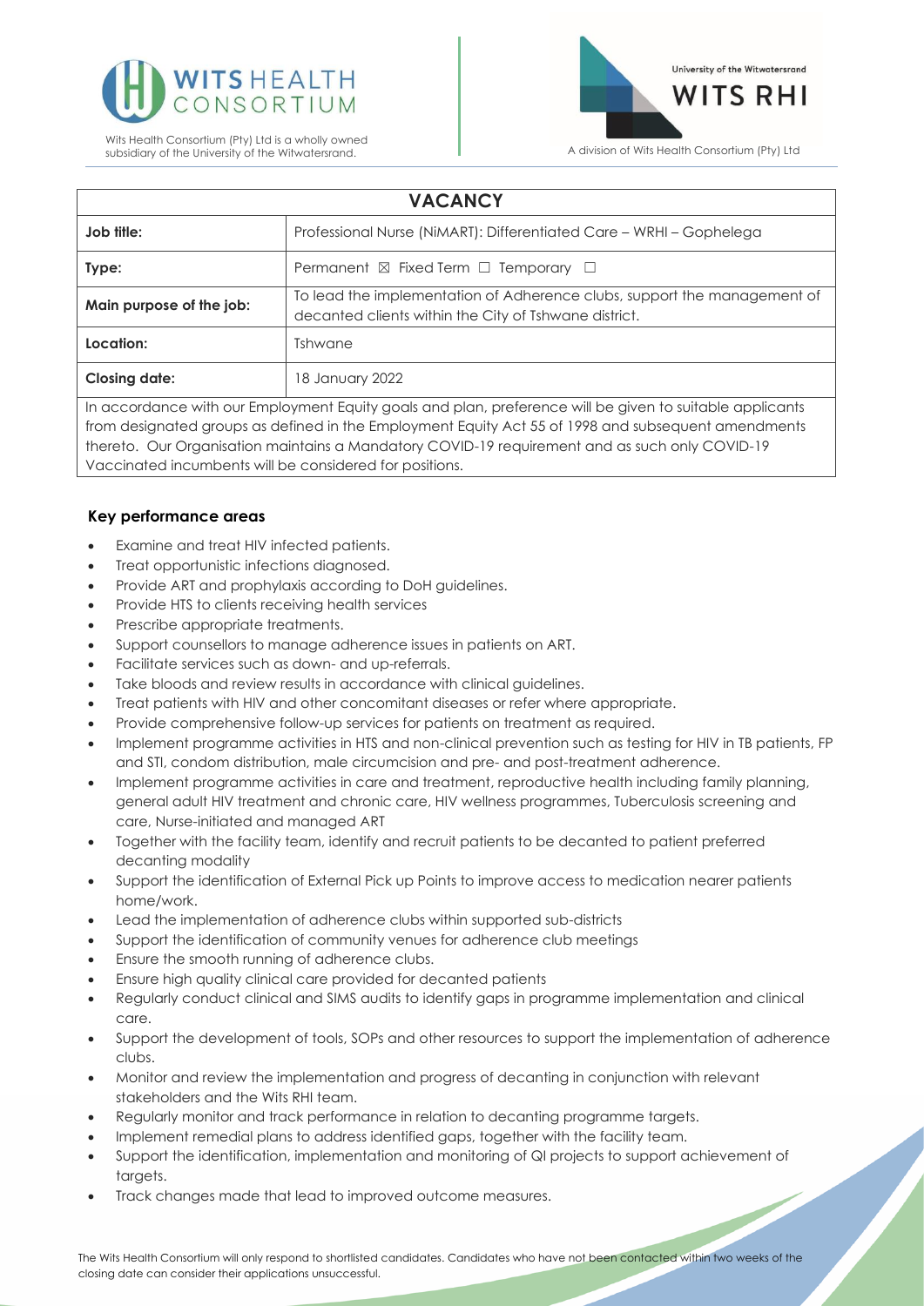Wits Health Consortium (Pty) Ltd is a wholly owned subsidiary of the University of the Witwatersrand.

A division of Wits Health Consortium (Pty) Ltd

| VACANCY | |
|---|---|
| **Job title:** | Professional Nurse (NiMART): Differentiated Care – WRHI – Gophelega |
| **Type:** | Permanent ☒ Fixed Term ☐ Temporary ☐ |
| **Main purpose of the job:** | To lead the implementation of Adherence clubs, support the management of decanted clients within the City of Tshwane district. |
| **Location:** | Tshwane |
| **Closing date:** | 18 January 2022 |
| In accordance with our Employment Equity goals and plan, preference will be given to suitable applicants from designated groups as defined in the Employment Equity Act 55 of 1998 and subsequent amendments thereto. Our Organisation maintains a Mandatory COVID-19 requirement and as such only COVID-19 Vaccinated incumbents will be considered for positions. | |

### Key performance areas

- Examine and treat HIV infected patients.
- Treat opportunistic infections diagnosed.
- Provide ART and prophylaxis according to DoH guidelines.
- Provide HTS to clients receiving health services
- Prescribe appropriate treatments.
- Support counsellors to manage adherence issues in patients on ART.
- Facilitate services such as down- and up-referrals.
- Take bloods and review results in accordance with clinical guidelines.
- Treat patients with HIV and other concomitant diseases or refer where appropriate.
- Provide comprehensive follow-up services for patients on treatment as required.
- Implement programme activities in HTS and non-clinical prevention such as testing for HIV in TB patients, FP and STI, condom distribution, male circumcision and pre- and post-treatment adherence.
- Implement programme activities in care and treatment, reproductive health including family planning, general adult HIV treatment and chronic care, HIV wellness programmes, Tuberculosis screening and care, Nurse-initiated and managed ART
- Together with the facility team, identify and recruit patients to be decanted to patient preferred decanting modality
- Support the identification of External Pick up Points to improve access to medication nearer patients home/work.
- Lead the implementation of adherence clubs within supported sub-districts
- Support the identification of community venues for adherence club meetings
- Ensure the smooth running of adherence clubs.
- Ensure high quality clinical care provided for decanted patients
- Regularly conduct clinical and SIMS audits to identify gaps in programme implementation and clinical care.
- Support the development of tools, SOPs and other resources to support the implementation of adherence clubs.
- Monitor and review the implementation and progress of decanting in conjunction with relevant stakeholders and the Wits RHI team.
- Regularly monitor and track performance in relation to decanting programme targets.
- Implement remedial plans to address identified gaps, together with the facility team.
- Support the identification, implementation and monitoring of QI projects to support achievement of targets.
- Track changes made that lead to improved outcome measures.

The Wits Health Consortium will only respond to shortlisted candidates. Candidates who have not been contacted within two weeks of the closing date can consider their applications unsuccessful.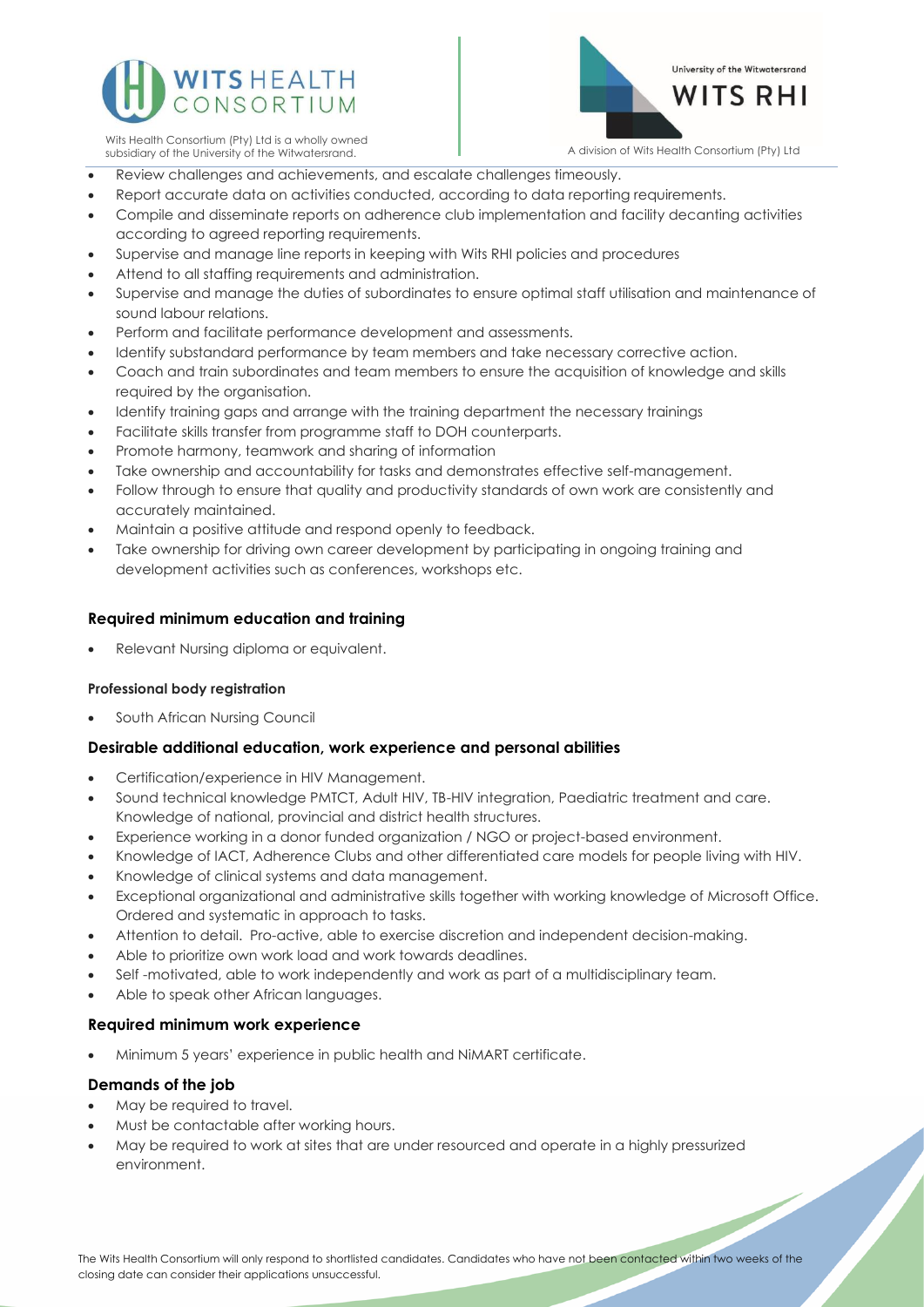- Review challenges and achievements, and escalate challenges timeously.
- Report accurate data on activities conducted, according to data reporting requirements.
- Compile and disseminate reports on adherence club implementation and facility decanting activities according to agreed reporting requirements.
- Supervise and manage line reports in keeping with Wits RHI policies and procedures
- Attend to all staffing requirements and administration.
- Supervise and manage the duties of subordinates to ensure optimal staff utilisation and maintenance of sound labour relations.
- Perform and facilitate performance development and assessments.
- Identify substandard performance by team members and take necessary corrective action.
- Coach and train subordinates and team members to ensure the acquisition of knowledge and skills required by the organisation.
- Identify training gaps and arrange with the training department the necessary trainings
- Facilitate skills transfer from programme staff to DOH counterparts.
- Promote harmony, teamwork and sharing of information
- Take ownership and accountability for tasks and demonstrates effective self-management.
- Follow through to ensure that quality and productivity standards of own work are consistently and accurately maintained.
- Maintain a positive attitude and respond openly to feedback.
- Take ownership for driving own career development by participating in ongoing training and development activities such as conferences, workshops etc.

### Required minimum education and training

- Relevant Nursing diploma or equivalent.

#### Professional body registration

- South African Nursing Council

### Desirable additional education, work experience and personal abilities

- Certification/experience in HIV Management.
- Sound technical knowledge PMTCT, Adult HIV, TB-HIV integration, Paediatric treatment and care. Knowledge of national, provincial and district health structures.
- Experience working in a donor funded organization / NGO or project-based environment.
- Knowledge of IACT, Adherence Clubs and other differentiated care models for people living with HIV.
- Knowledge of clinical systems and data management.
- Exceptional organizational and administrative skills together with working knowledge of Microsoft Office. Ordered and systematic in approach to tasks.
- Attention to detail. Pro-active, able to exercise discretion and independent decision-making.
- Able to prioritize own work load and work towards deadlines.
- Self -motivated, able to work independently and work as part of a multidisciplinary team.
- Able to speak other African languages.

### Required minimum work experience

- Minimum 5 years' experience in public health and NiMART certificate.

### Demands of the job

- May be required to travel.
- Must be contactable after working hours.
- May be required to work at sites that are under resourced and operate in a highly pressurized environment.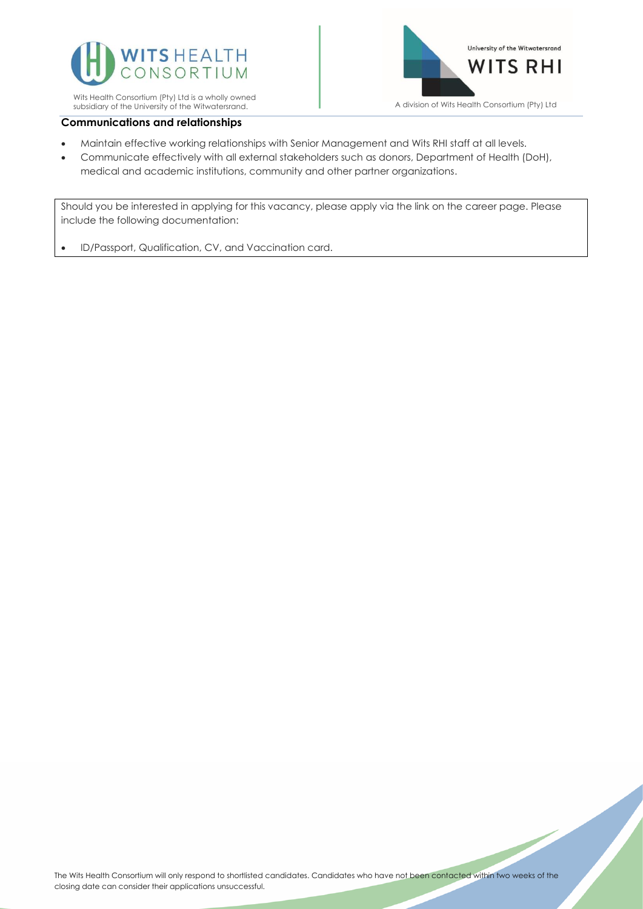**Communications and relationships**

- Maintain effective working relationships with Senior Management and Wits RHI staff at all levels.
- Communicate effectively with all external stakeholders such as donors, Department of Health (DoH), medical and academic institutions, community and other partner organizations.

Should you be interested in applying for this vacancy, please apply via the link on the career page. Please include the following documentation:

- ID/Passport, Qualification, CV, and Vaccination card.